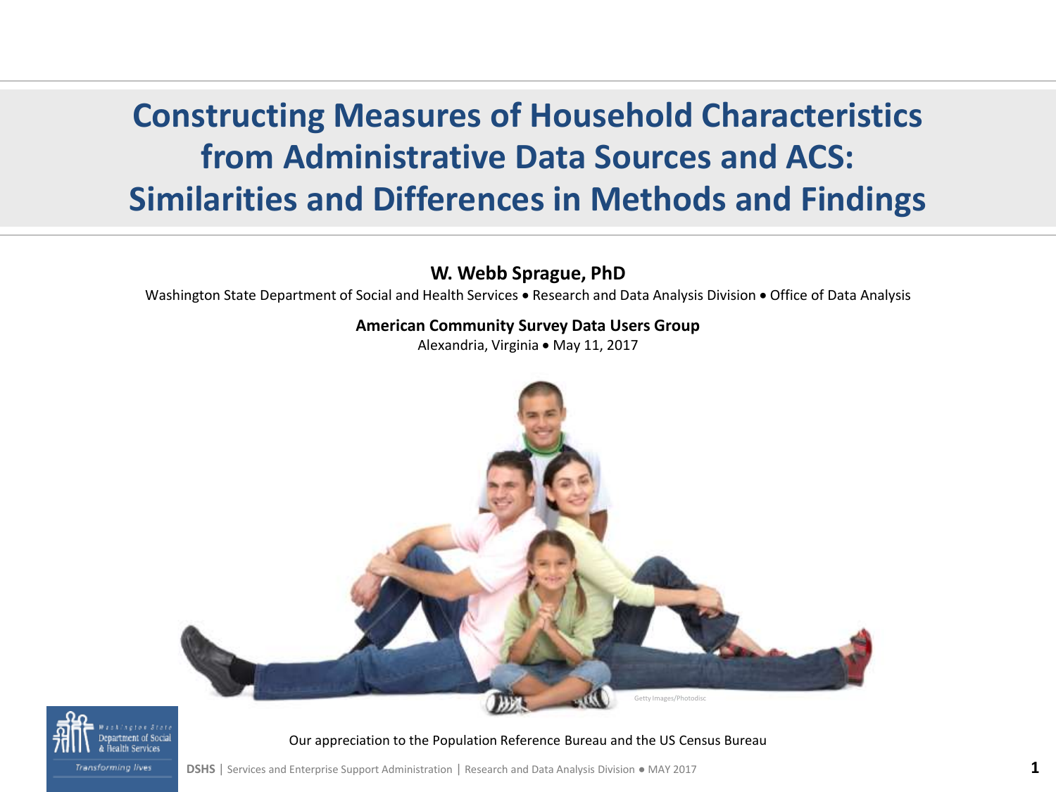# Constructing Measures of Household Characteristics from Administrative Data Sources and ACS: Similarities and Differences in Methods and Findings

**W. Webb Sprague, PhD**

Washington State Department of Social and Health Services • Research and Data Analysis Division • Office of Data Analysis

**American Community Survey Data Users Group**

Alexandria, Virginia • May 11, 2017

Getty Images/Photodisc

Our appreciation to the Population Reference Bureau and the US Census Bureau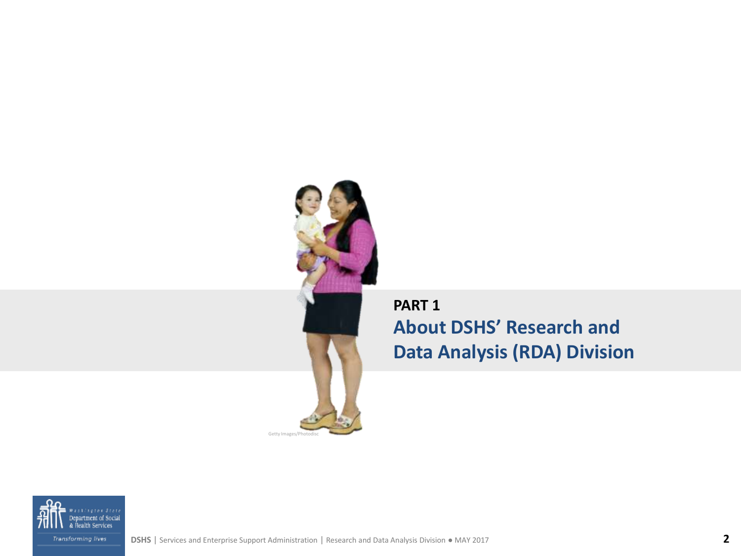Getty Images/Photodisc

**PART 1**

## About DSHS' Research and Data Analysis (RDA) Division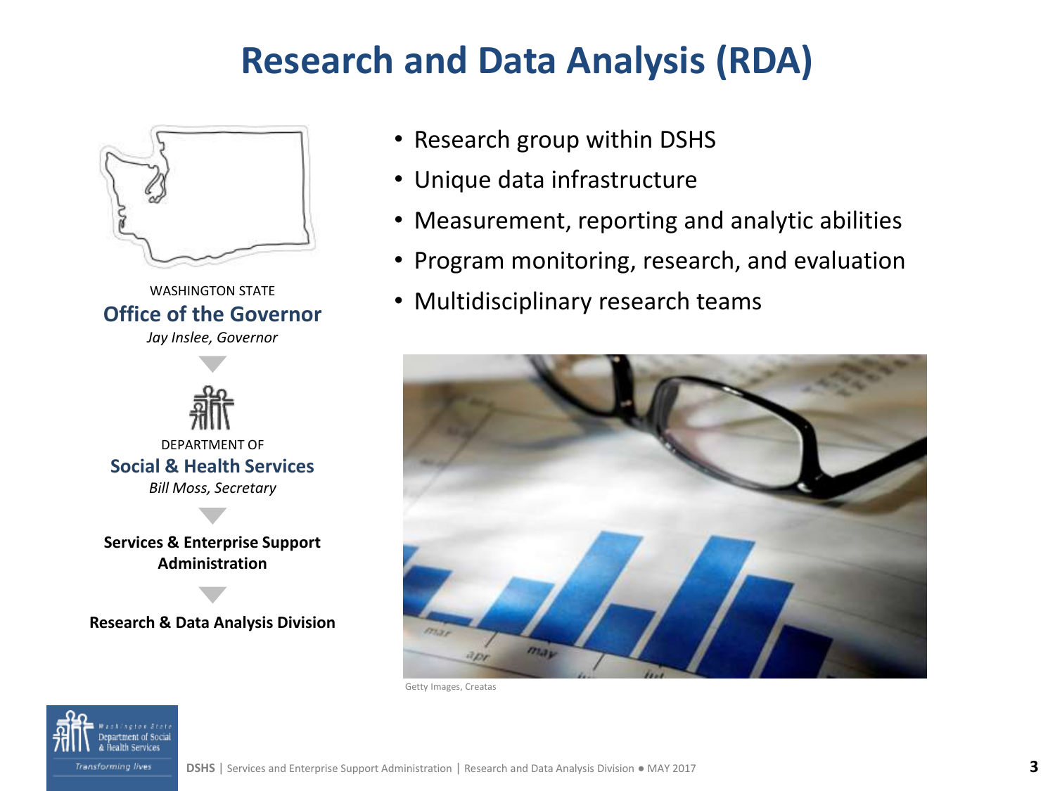# Research and Data Analysis (RDA)

WASHINGTON STATE
**Office of the Governor**
*Jay Inslee, Governor*

DEPARTMENT OF
**Social & Health Services**
*Bill Moss, Secretary*

**Services & Enterprise Support Administration**

**Research & Data Analysis Division**

- Research group within DSHS
- Unique data infrastructure
- Measurement, reporting and analytic abilities
- Program monitoring, research, and evaluation
- Multidisciplinary research teams

Getty Images, Creatas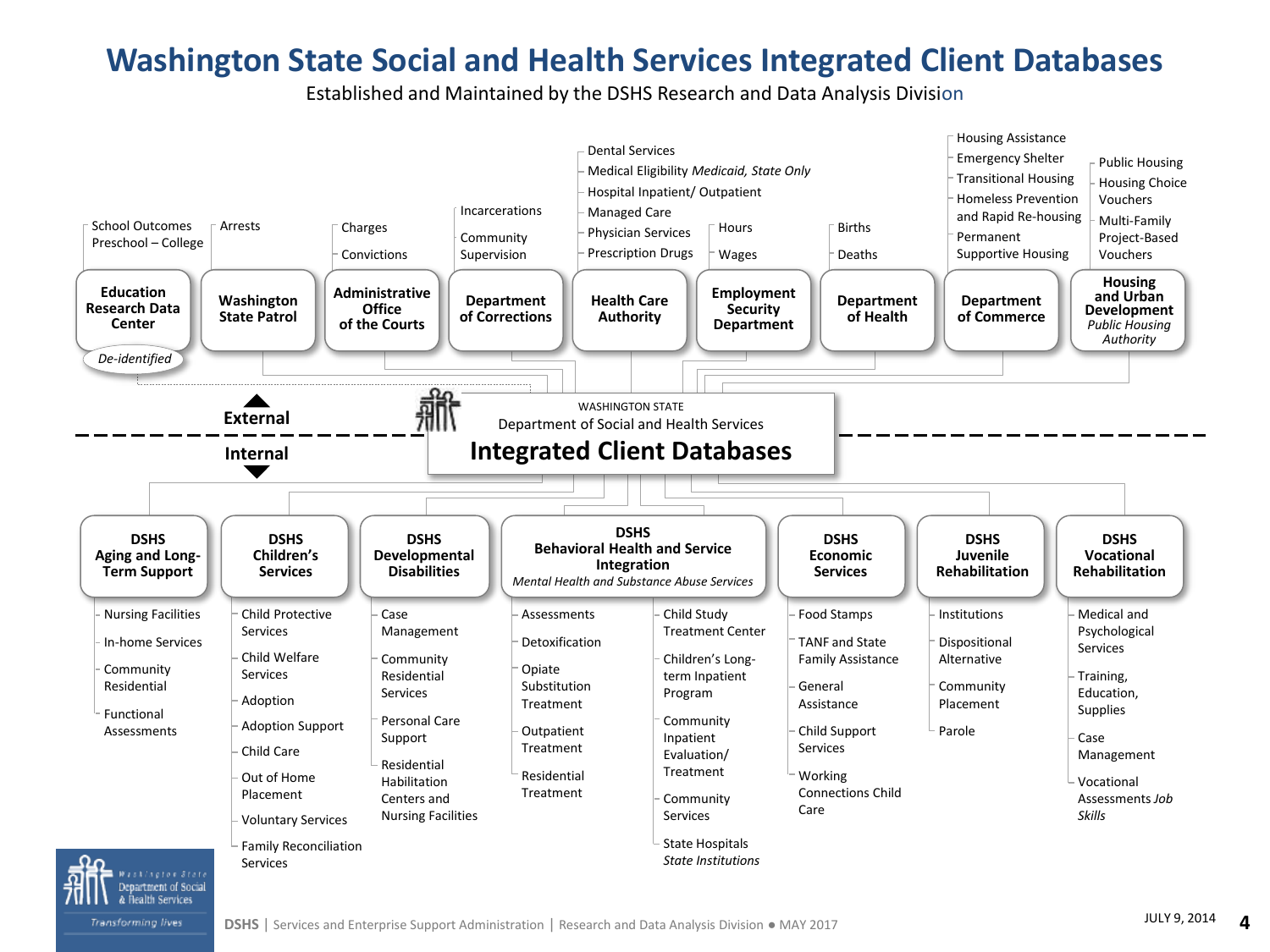# Washington State Social and Health Services Integrated Client Databases

Established and Maintained by the DSHS Research and Data Analysis Division

## External

- **Education Research Data Center** (*De-identified*)
  - School Outcomes Preschool – College
- **Washington State Patrol**
  - Arrests
- **Administrative Office of the Courts**
  - Charges
  - Convictions
- **Department of Corrections**
  - Incarcerations
  - Community Supervision
- **Health Care Authority**
  - Dental Services
  - Medical Eligibility *Medicaid, State Only*
  - Hospital Inpatient/ Outpatient
  - Managed Care
  - Physician Services
  - Prescription Drugs
- **Employment Security Department**
  - Hours
  - Wages
- **Department of Health**
  - Births
  - Deaths
- **Department of Commerce**
  - Housing Assistance
  - Emergency Shelter
  - Transitional Housing
  - Homeless Prevention and Rapid Re-housing
  - Permanent Supportive Housing
- **Housing and Urban Development** *Public Housing Authority*
  - Public Housing
  - Housing Choice Vouchers
  - Multi-Family Project-Based Vouchers

WASHINGTON STATE
Department of Social and Health Services
**Integrated Client Databases**

## Internal

- **DSHS Aging and Long-Term Support**
  - Nursing Facilities
  - In-home Services
  - Community Residential
  - Functional Assessments
- **DSHS Children's Services**
  - Child Protective Services
  - Child Welfare Services
  - Adoption
  - Adoption Support
  - Child Care
  - Out of Home Placement
  - Voluntary Services
  - Family Reconciliation Services
- **DSHS Developmental Disabilities**
  - Case Management
  - Community Residential Services
  - Personal Care Support
  - Residential Habilitation Centers and Nursing Facilities
- **DSHS Behavioral Health and Service Integration** *Mental Health and Substance Abuse Services*
  - Assessments
  - Detoxification
  - Opiate Substitution Treatment
  - Outpatient Treatment
  - Residential Treatment
  - Child Study Treatment Center
  - Children's Long-term Inpatient Program
  - Community Inpatient Evaluation/ Treatment
  - Community Services
  - State Hospitals *State Institutions*
- **DSHS Economic Services**
  - Food Stamps
  - TANF and State Family Assistance
  - General Assistance
  - Child Support Services
  - Working Connections Child Care
- **DSHS Juvenile Rehabilitation**
  - Institutions
  - Dispositional Alternative
  - Community Placement
  - Parole
- **DSHS Vocational Rehabilitation**
  - Medical and Psychological Services
  - Training, Education, Supplies
  - Case Management
  - Vocational Assessments *Job Skills*

JULY 9, 2014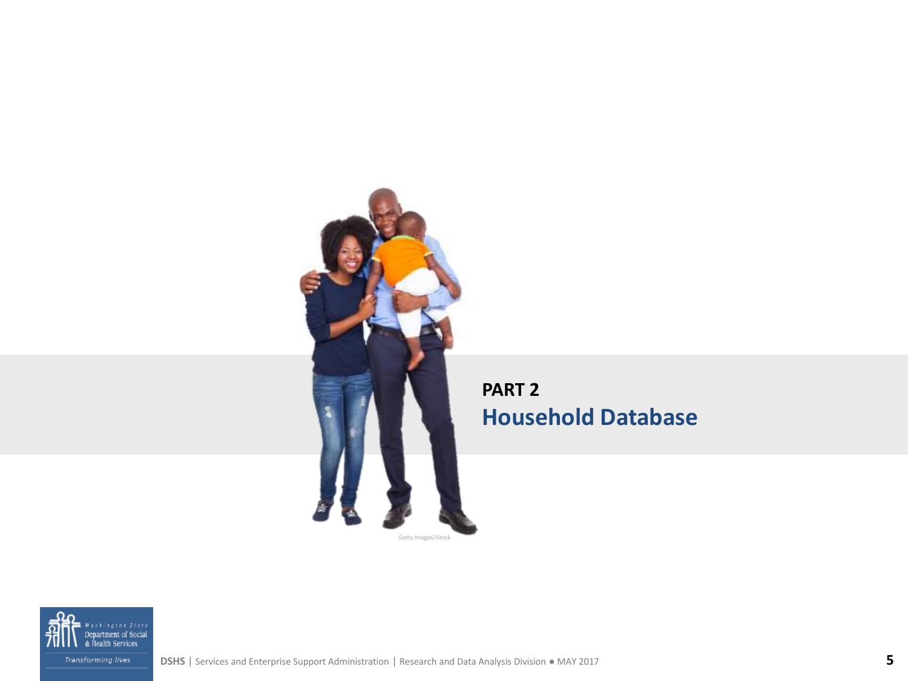## PART 2

# Household Database

Getty Images/iStock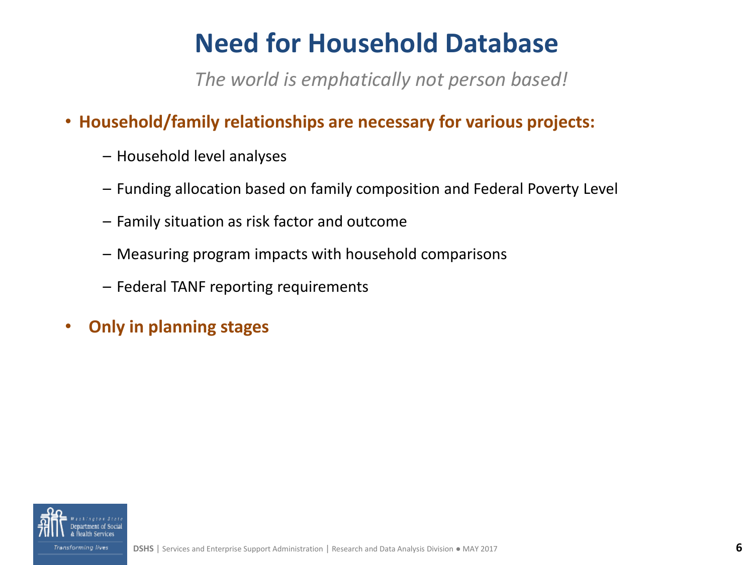# Need for Household Database

*The world is emphatically not person based!*

- **Household/family relationships are necessary for various projects:**
  - Household level analyses
  - Funding allocation based on family composition and Federal Poverty Level
  - Family situation as risk factor and outcome
  - Measuring program impacts with household comparisons
  - Federal TANF reporting requirements
- **Only in planning stages**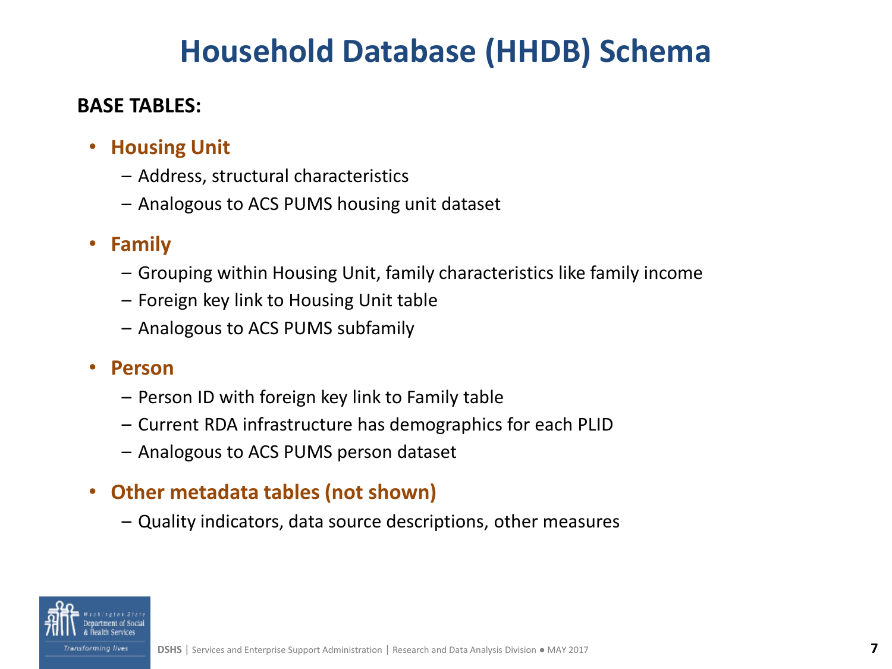# Household Database (HHDB) Schema

**BASE TABLES:**

- **Housing Unit**
  - Address, structural characteristics
  - Analogous to ACS PUMS housing unit dataset
- **Family**
  - Grouping within Housing Unit, family characteristics like family income
  - Foreign key link to Housing Unit table
  - Analogous to ACS PUMS subfamily
- **Person**
  - Person ID with foreign key link to Family table
  - Current RDA infrastructure has demographics for each PLID
  - Analogous to ACS PUMS person dataset
- **Other metadata tables (not shown)**
  - Quality indicators, data source descriptions, other measures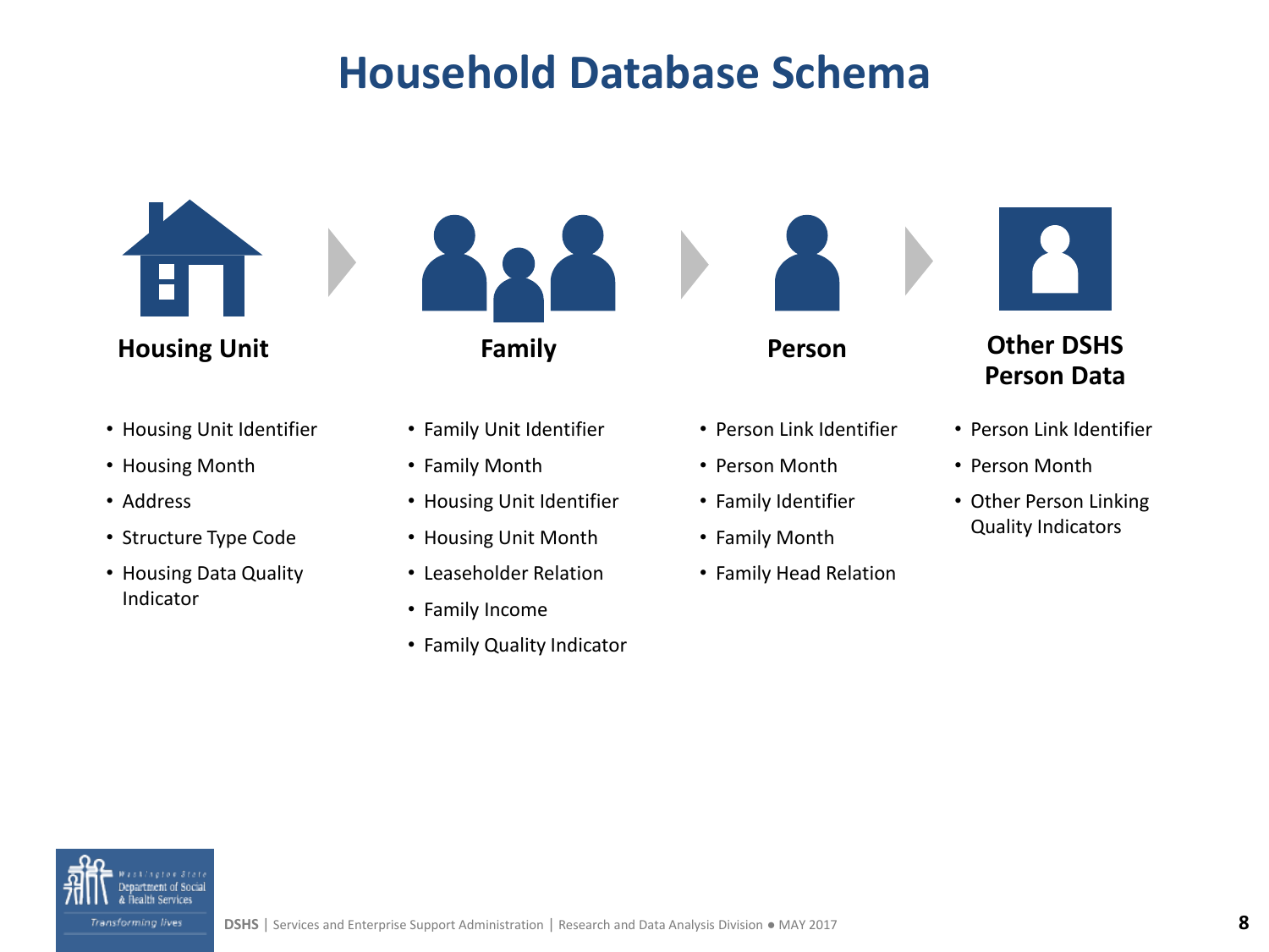# Household Database Schema

### Housing Unit

- Housing Unit Identifier
- Housing Month
- Address
- Structure Type Code
- Housing Data Quality Indicator

### Family

- Family Unit Identifier
- Family Month
- Housing Unit Identifier
- Housing Unit Month
- Leaseholder Relation
- Family Income
- Family Quality Indicator

### Person

- Person Link Identifier
- Person Month
- Family Identifier
- Family Month
- Family Head Relation

### Other DSHS Person Data

- Person Link Identifier
- Person Month
- Other Person Linking Quality Indicators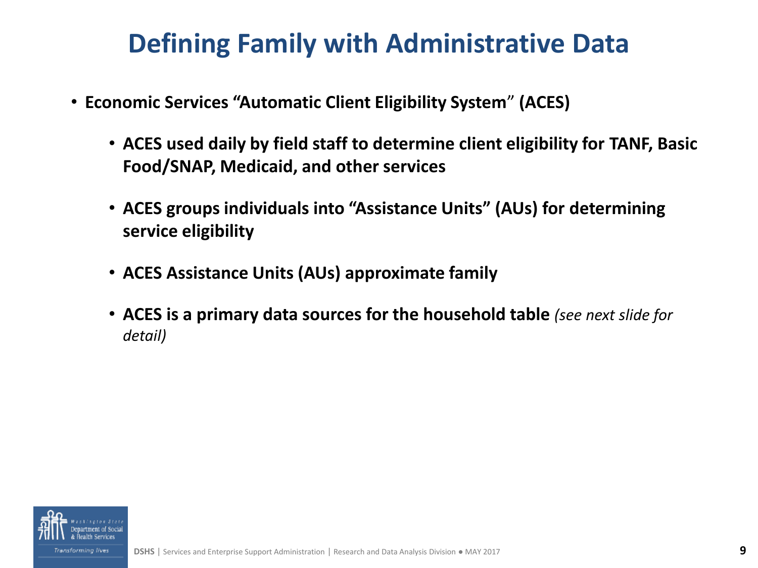# Defining Family with Administrative Data

- **Economic Services "Automatic Client Eligibility System" (ACES)**
  - **ACES used daily by field staff to determine client eligibility for TANF, Basic Food/SNAP, Medicaid, and other services**
  - **ACES groups individuals into "Assistance Units" (AUs) for determining service eligibility**
  - **ACES Assistance Units (AUs) approximate family**
  - **ACES is a primary data sources for the household table** *(see next slide for detail)*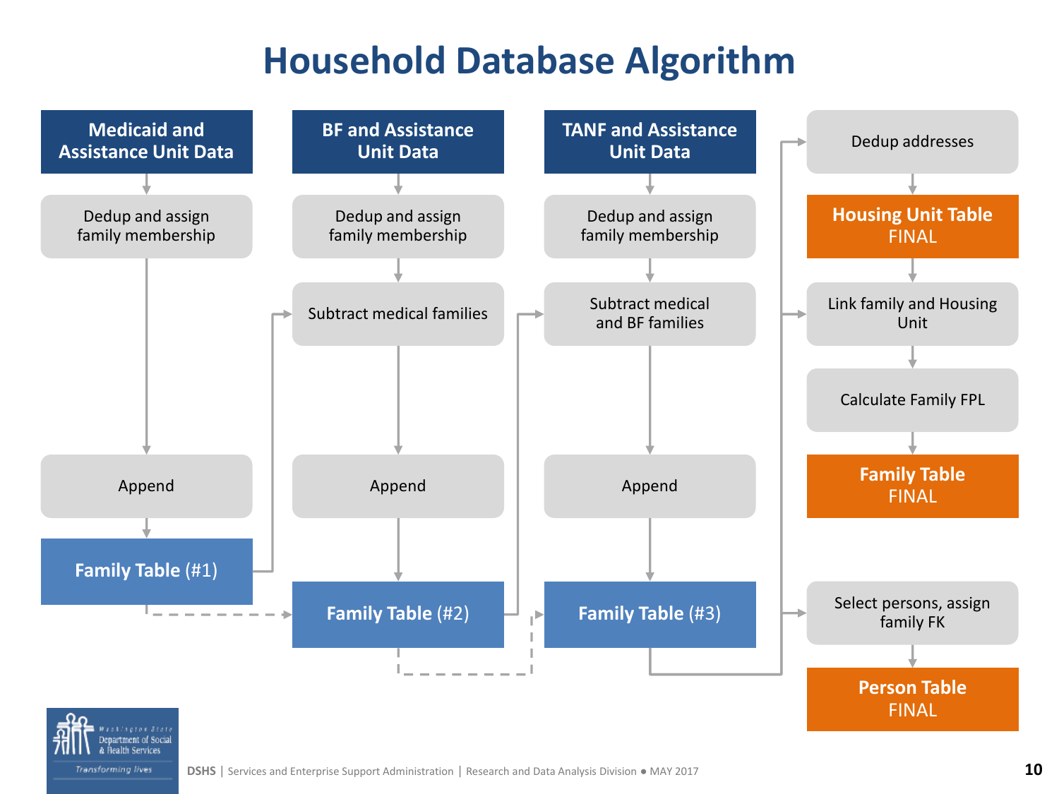# Household Database Algorithm

**Medicaid and Assistance Unit Data**

- Dedup and assign family membership
- Append
- **Family Table (#1)**

**BF and Assistance Unit Data**

- Dedup and assign family membership
- Subtract medical families
- Append
- **Family Table (#2)**

**TANF and Assistance Unit Data**

- Dedup and assign family membership
- Subtract medical and BF families
- Append
- **Family Table (#3)**

**Final Tables**

- Dedup addresses
- **Housing Unit Table FINAL**
- Link family and Housing Unit
- Calculate Family FPL
- **Family Table FINAL**
- Select persons, assign family FK
- **Person Table FINAL**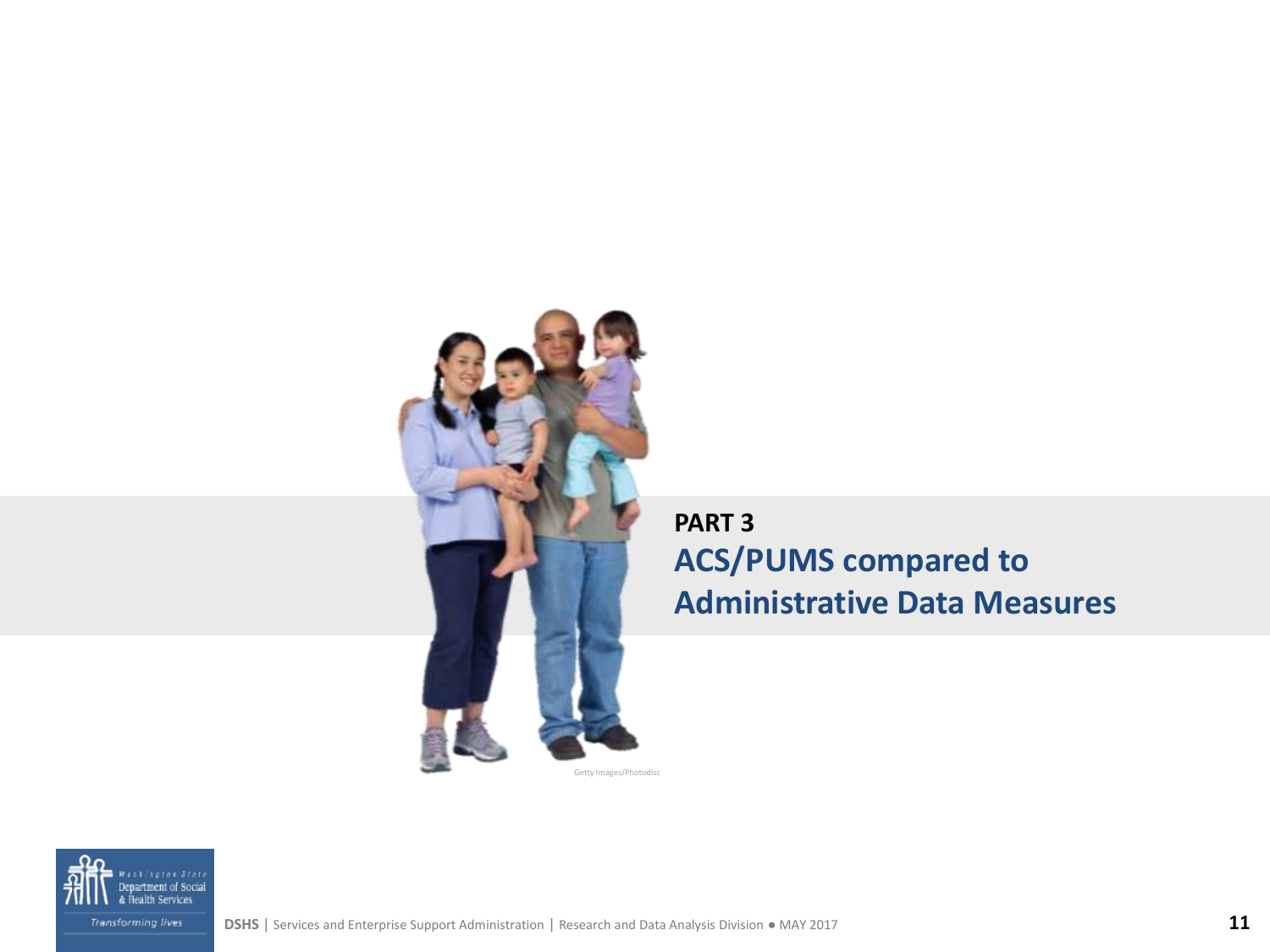**PART 3**

## ACS/PUMS compared to Administrative Data Measures

Getty Images/Photodisc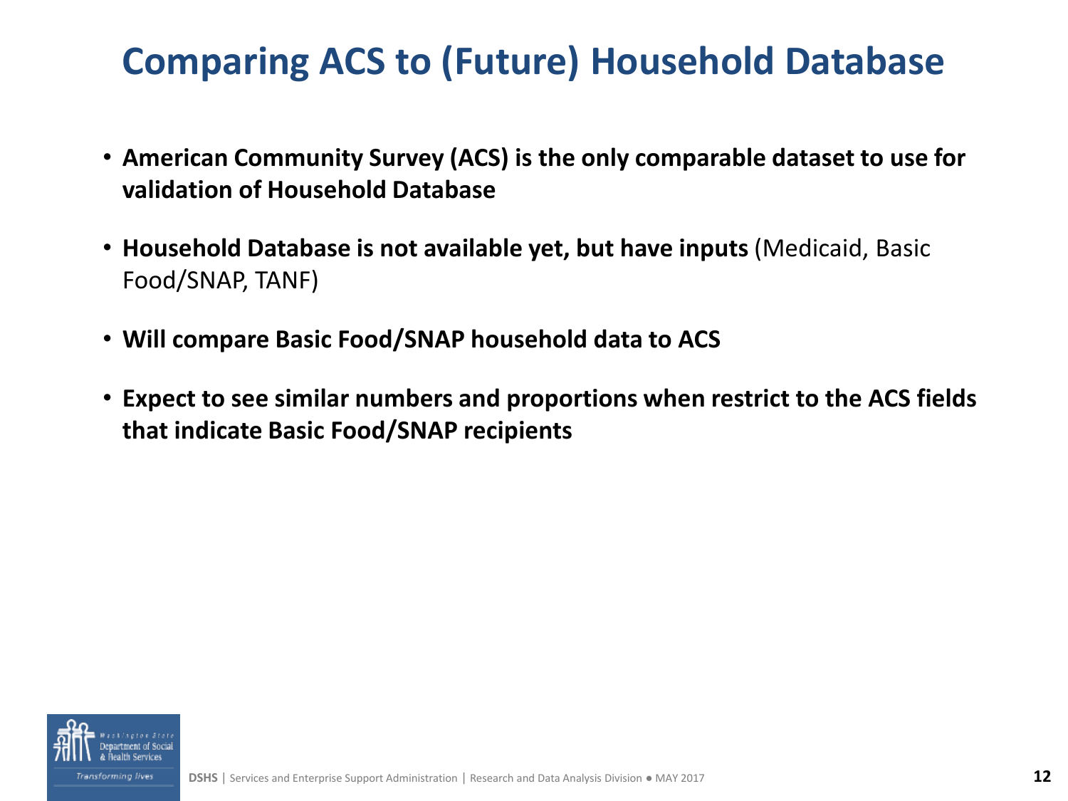# Comparing ACS to (Future) Household Database

- **American Community Survey (ACS) is the only comparable dataset to use for validation of Household Database**
- **Household Database is not available yet, but have inputs** (Medicaid, Basic Food/SNAP, TANF)
- **Will compare Basic Food/SNAP household data to ACS**
- **Expect to see similar numbers and proportions when restrict to the ACS fields that indicate Basic Food/SNAP recipients**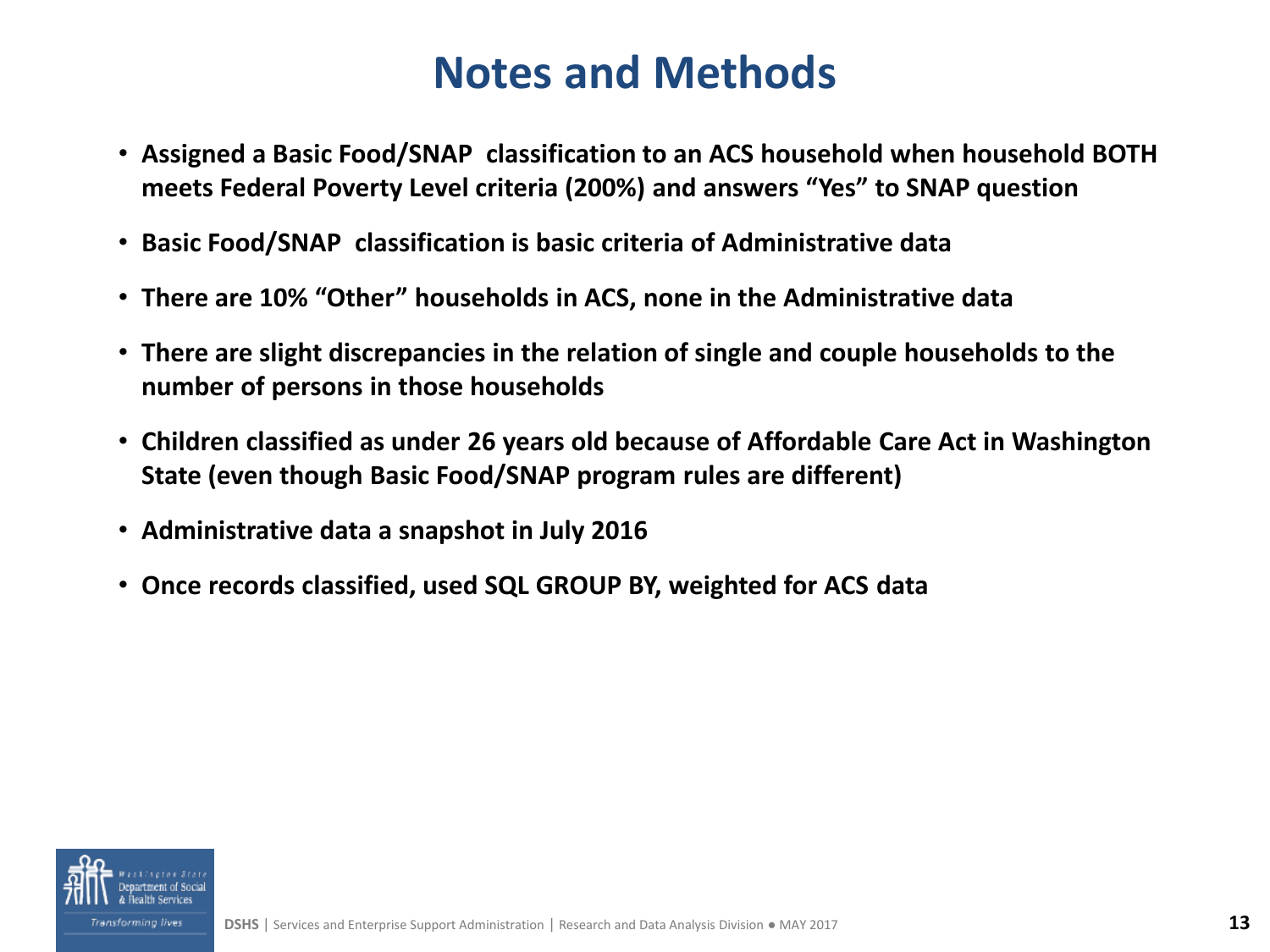# Notes and Methods

- **Assigned a Basic Food/SNAP classification to an ACS household when household BOTH meets Federal Poverty Level criteria (200%) and answers "Yes" to SNAP question**
- **Basic Food/SNAP classification is basic criteria of Administrative data**
- **There are 10% "Other" households in ACS, none in the Administrative data**
- **There are slight discrepancies in the relation of single and couple households to the number of persons in those households**
- **Children classified as under 26 years old because of Affordable Care Act in Washington State (even though Basic Food/SNAP program rules are different)**
- **Administrative data a snapshot in July 2016**
- **Once records classified, used SQL GROUP BY, weighted for ACS data**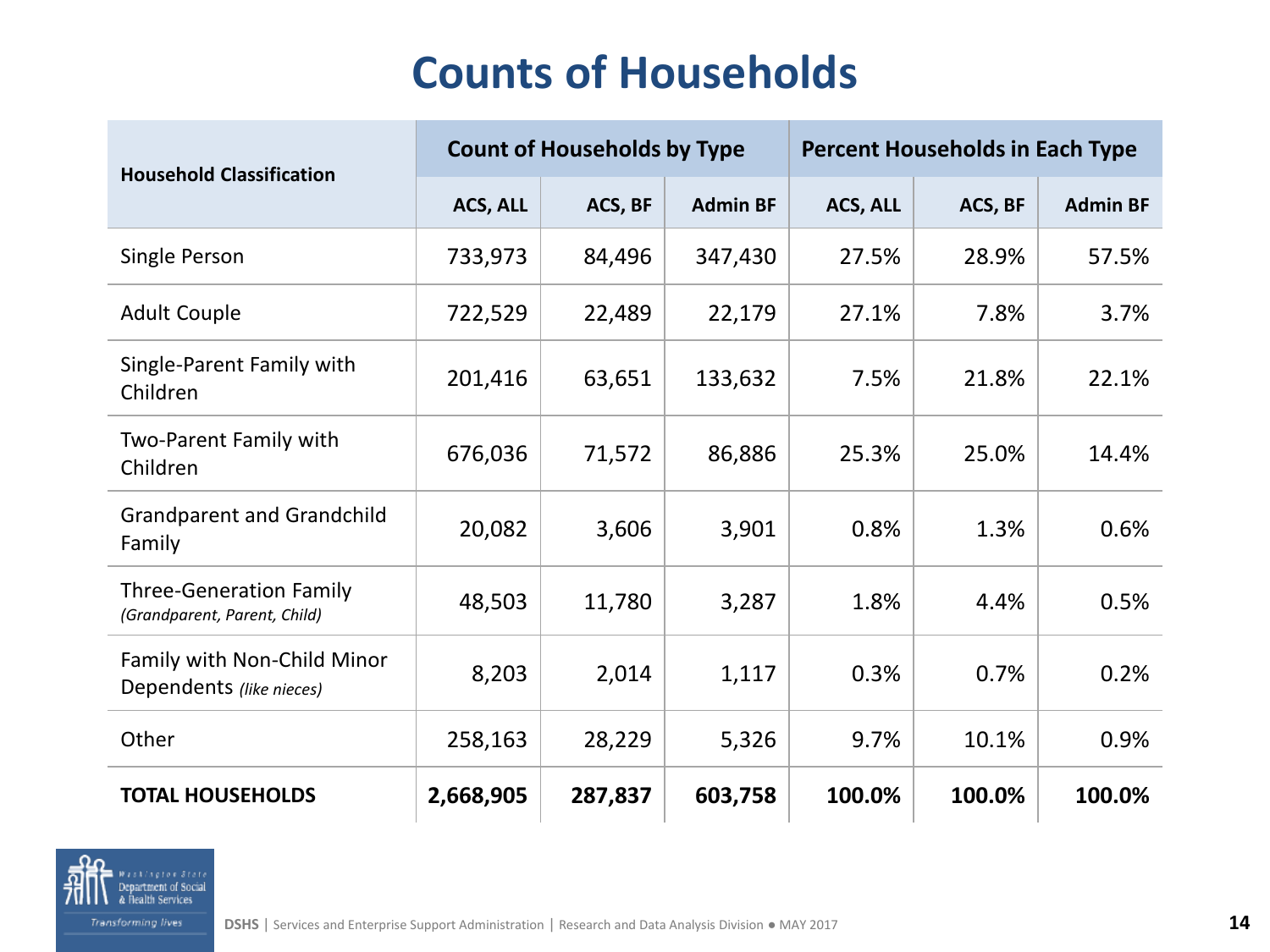# Counts of Households

| Household Classification | Count of Households by Type | | | Percent Households in Each Type | | |
|---|---|---|---|---|---|---|
| | ACS, ALL | ACS, BF | Admin BF | ACS, ALL | ACS, BF | Admin BF |
| Single Person | 733,973 | 84,496 | 347,430 | 27.5% | 28.9% | 57.5% |
| Adult Couple | 722,529 | 22,489 | 22,179 | 27.1% | 7.8% | 3.7% |
| Single-Parent Family with Children | 201,416 | 63,651 | 133,632 | 7.5% | 21.8% | 22.1% |
| Two-Parent Family with Children | 676,036 | 71,572 | 86,886 | 25.3% | 25.0% | 14.4% |
| Grandparent and Grandchild Family | 20,082 | 3,606 | 3,901 | 0.8% | 1.3% | 0.6% |
| Three-Generation Family *(Grandparent, Parent, Child)* | 48,503 | 11,780 | 3,287 | 1.8% | 4.4% | 0.5% |
| Family with Non-Child Minor Dependents *(like nieces)* | 8,203 | 2,014 | 1,117 | 0.3% | 0.7% | 0.2% |
| Other | 258,163 | 28,229 | 5,326 | 9.7% | 10.1% | 0.9% |
| **TOTAL HOUSEHOLDS** | **2,668,905** | **287,837** | **603,758** | **100.0%** | **100.0%** | **100.0%** |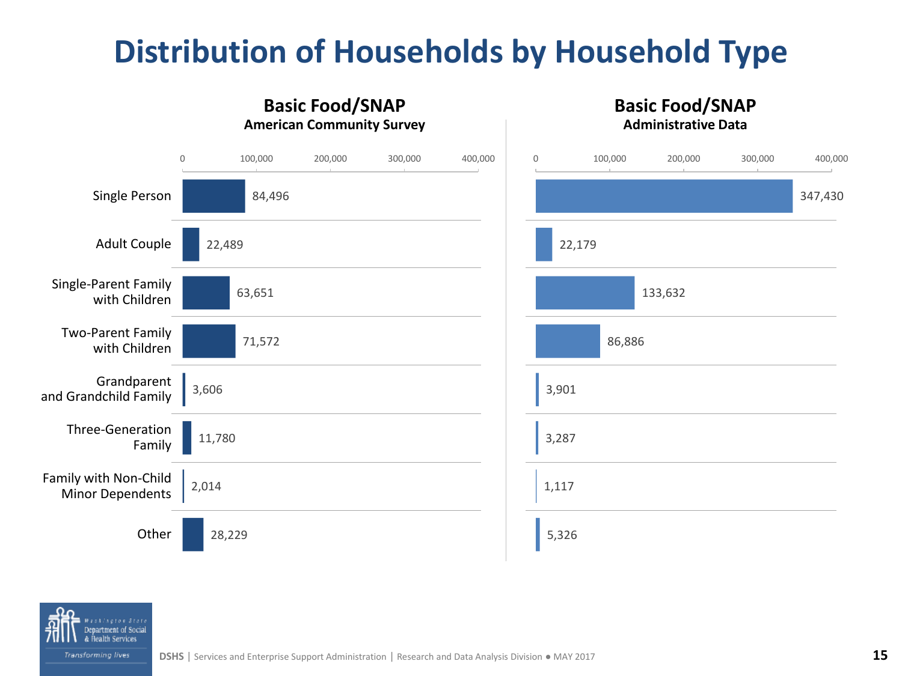# Distribution of Households by Household Type

| Household Type | Basic Food/SNAP American Community Survey | Basic Food/SNAP Administrative Data |
| --- | --- | --- |
| Single Person | 84,496 | 347,430 |
| Adult Couple | 22,489 | 22,179 |
| Single-Parent Family with Children | 63,651 | 133,632 |
| Two-Parent Family with Children | 71,572 | 86,886 |
| Grandparent and Grandchild Family | 3,606 | 3,901 |
| Three-Generation Family | 11,780 | 3,287 |
| Family with Non-Child Minor Dependents | 2,014 | 1,117 |
| Other | 28,229 | 5,326 |

DSHS | Services and Enterprise Support Administration | Research and Data Analysis Division ● MAY 2017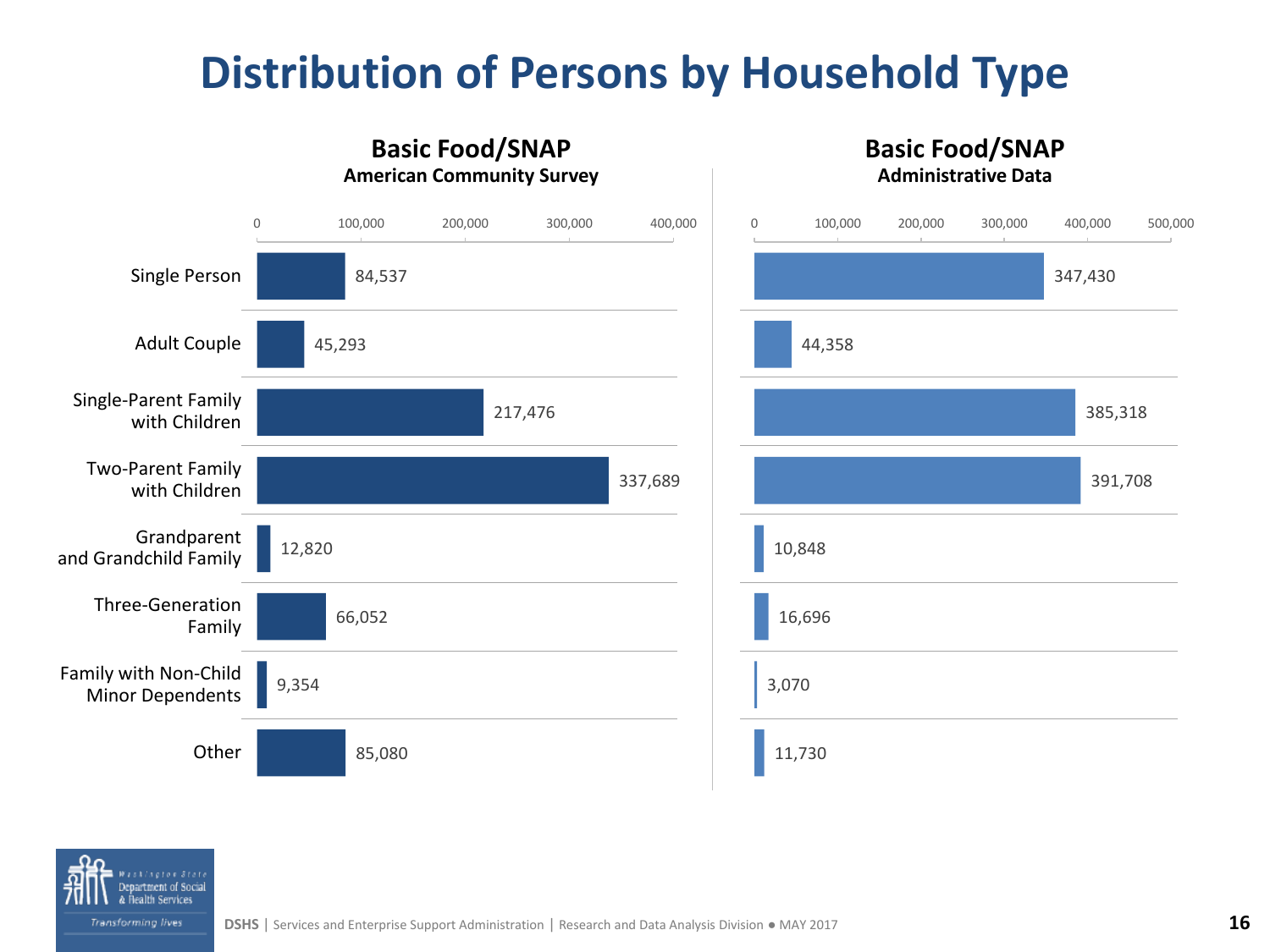# Distribution of Persons by Household Type

| Household Type | Basic Food/SNAP American Community Survey | Basic Food/SNAP Administrative Data |
|---|---|---|
| Single Person | 84,537 | 347,430 |
| Adult Couple | 45,293 | 44,358 |
| Single-Parent Family with Children | 217,476 | 385,318 |
| Two-Parent Family with Children | 337,689 | 391,708 |
| Grandparent and Grandchild Family | 12,820 | 10,848 |
| Three-Generation Family | 66,052 | 16,696 |
| Family with Non-Child Minor Dependents | 9,354 | 3,070 |
| Other | 85,080 | 11,730 |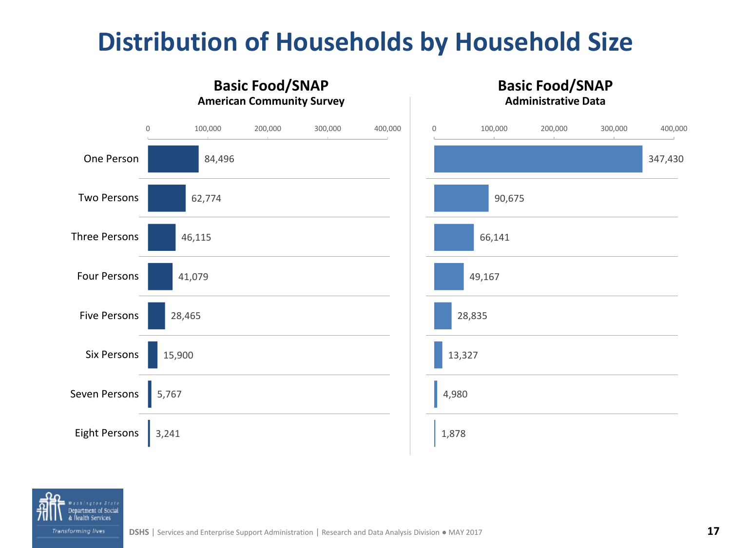# Distribution of Households by Household Size

| Household Size | Basic Food/SNAP — American Community Survey | Basic Food/SNAP — Administrative Data |
| --- | --- | --- |
| One Person | 84,496 | 347,430 |
| Two Persons | 62,774 | 90,675 |
| Three Persons | 46,115 | 66,141 |
| Four Persons | 41,079 | 49,167 |
| Five Persons | 28,465 | 28,835 |
| Six Persons | 15,900 | 13,327 |
| Seven Persons | 5,767 | 4,980 |
| Eight Persons | 3,241 | 1,878 |

DSHS | Services and Enterprise Support Administration | Research and Data Analysis Division ● MAY 2017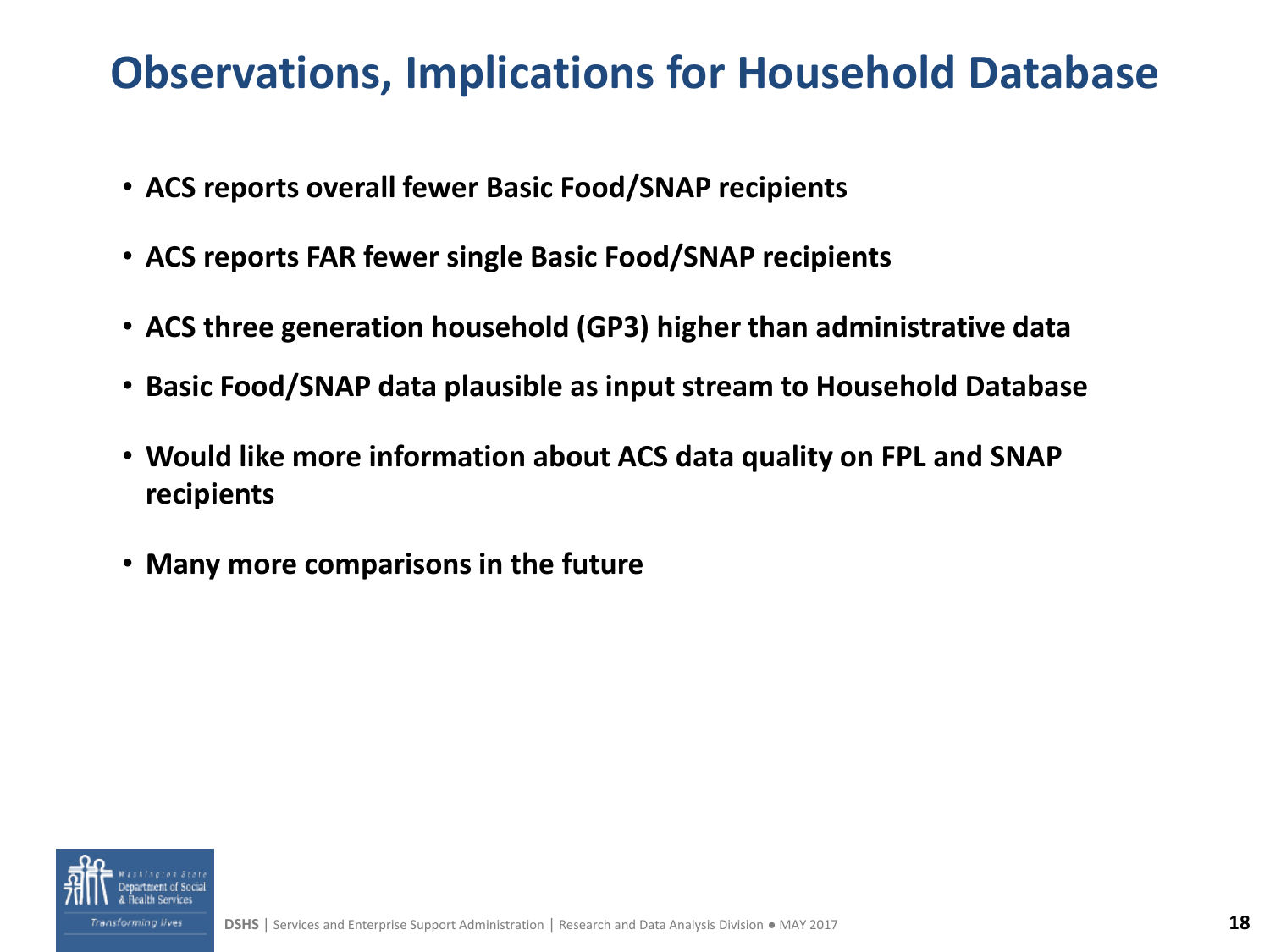# Observations, Implications for Household Database

- **ACS reports overall fewer Basic Food/SNAP recipients**
- **ACS reports FAR fewer single Basic Food/SNAP recipients**
- **ACS three generation household (GP3) higher than administrative data**
- **Basic Food/SNAP data plausible as input stream to Household Database**
- **Would like more information about ACS data quality on FPL and SNAP recipients**
- **Many more comparisons in the future**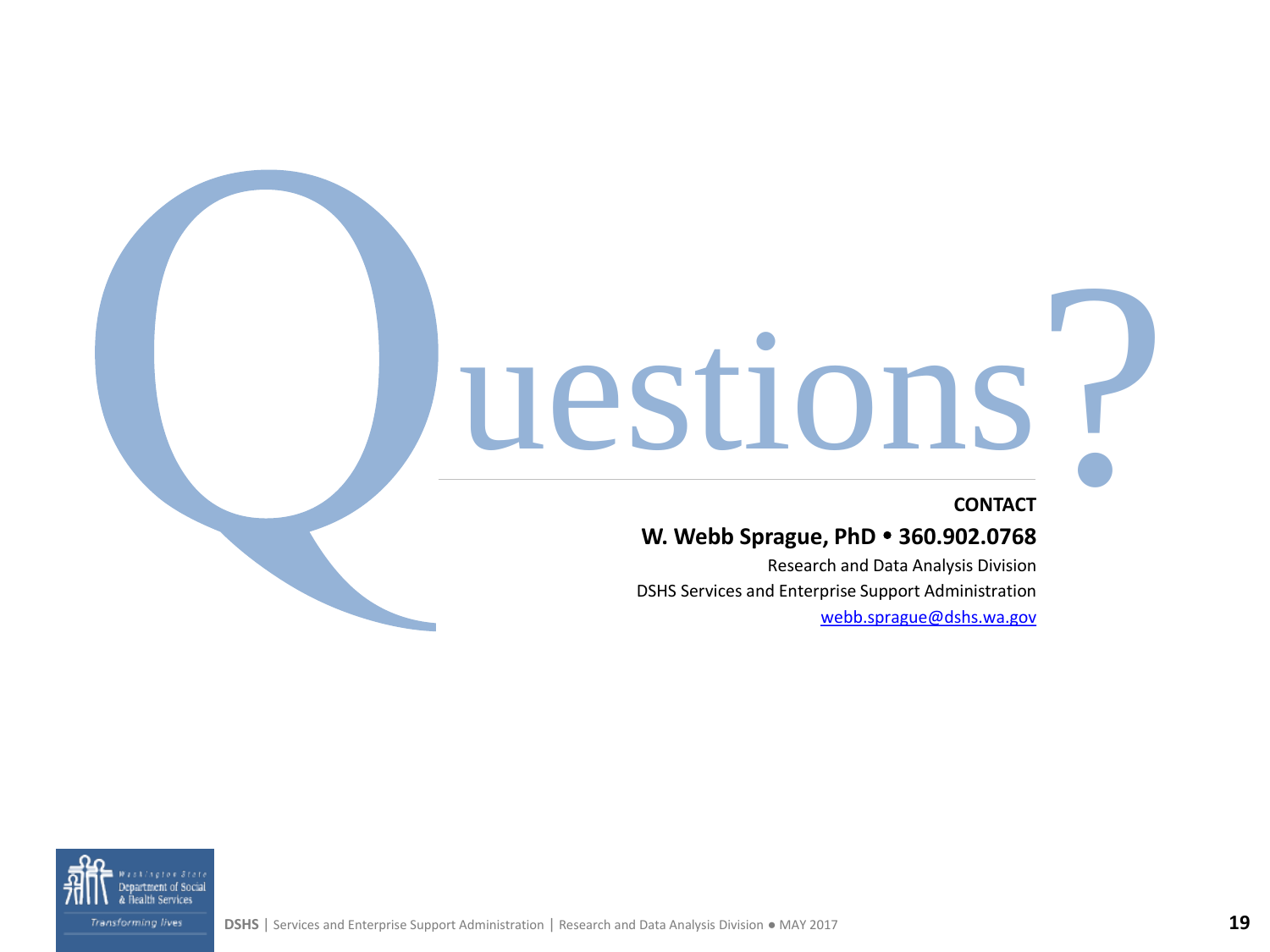# Questions?

**CONTACT**

**W. Webb Sprague, PhD • 360.902.0768**

Research and Data Analysis Division

DSHS Services and Enterprise Support Administration

webb.sprague@dshs.wa.gov